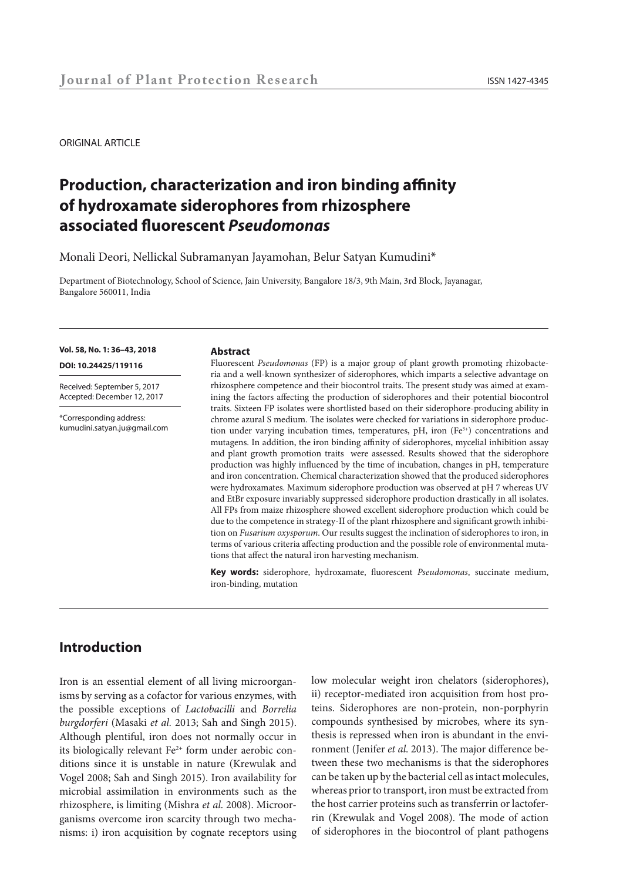ORIGINAL ARTICLE

# Production, characterization and iron binding affinity of hydroxamate siderophores from rhizosphere associated fluorescent *Pseudomonas*

Monali Deori, Nellickal Subramanyan Jayamohan, Belur Satyan Kumudini*

Department of Biotechnology, School of Science, Jain University, Bangalore 18/3, 9th Main, 3rd Block, Jayanagar, Bangalore 560011, India

**Vol. 58, No. 1: 36–43, 2018**

**DOI: 10.24425/119116**

Received: September 5, 2017
Accepted: December 12, 2017

*Corresponding address:
kumudini.satyan.ju@gmail.com

### Abstract

Fluorescent *Pseudomonas* (FP) is a major group of plant growth promoting rhizobacteria and a well-known synthesizer of siderophores, which imparts a selective advantage on rhizosphere competence and their biocontrol traits. The present study was aimed at examining the factors affecting the production of siderophores and their potential biocontrol traits. Sixteen FP isolates were shortlisted based on their siderophore-producing ability in chrome azural S medium. The isolates were checked for variations in siderophore production under varying incubation times, temperatures, pH, iron ($Fe^{3+}$) concentrations and mutagens. In addition, the iron binding affinity of siderophores, mycelial inhibition assay and plant growth promotion traits were assessed. Results showed that the siderophore production was highly influenced by the time of incubation, changes in pH, temperature and iron concentration. Chemical characterization showed that the produced siderophores were hydroxamates. Maximum siderophore production was observed at pH 7 whereas UV and EtBr exposure invariably suppressed siderophore production drastically in all isolates. All FPs from maize rhizosphere showed excellent siderophore production which could be due to the competence in strategy-II of the plant rhizosphere and significant growth inhibition on *Fusarium oxysporum*. Our results suggest the inclination of siderophores to iron, in terms of various criteria affecting production and the possible role of environmental mutations that affect the natural iron harvesting mechanism.

**Key words:** siderophore, hydroxamate, fluorescent *Pseudomonas*, succinate medium, iron-binding, mutation

## Introduction

Iron is an essential element of all living microorganisms by serving as a cofactor for various enzymes, with the possible exceptions of *Lactobacilli* and *Borrelia burgdorferi* (Masaki *et al.* 2013; Sah and Singh 2015). Although plentiful, iron does not normally occur in its biologically relevant $Fe^{2+}$ form under aerobic conditions since it is unstable in nature (Krewulak and Vogel 2008; Sah and Singh 2015). Iron availability for microbial assimilation in environments such as the rhizosphere, is limiting (Mishra *et al.* 2008). Microorganisms overcome iron scarcity through two mechanisms: i) iron acquisition by cognate receptors using low molecular weight iron chelators (siderophores), ii) receptor-mediated iron acquisition from host proteins. Siderophores are non-protein, non-porphyrin compounds synthesised by microbes, where its synthesis is repressed when iron is abundant in the environment (Jenifer *et al.* 2013). The major difference between these two mechanisms is that the siderophores can be taken up by the bacterial cell as intact molecules, whereas prior to transport, iron must be extracted from the host carrier proteins such as transferrin or lactoferrin (Krewulak and Vogel 2008). The mode of action of siderophores in the biocontrol of plant pathogens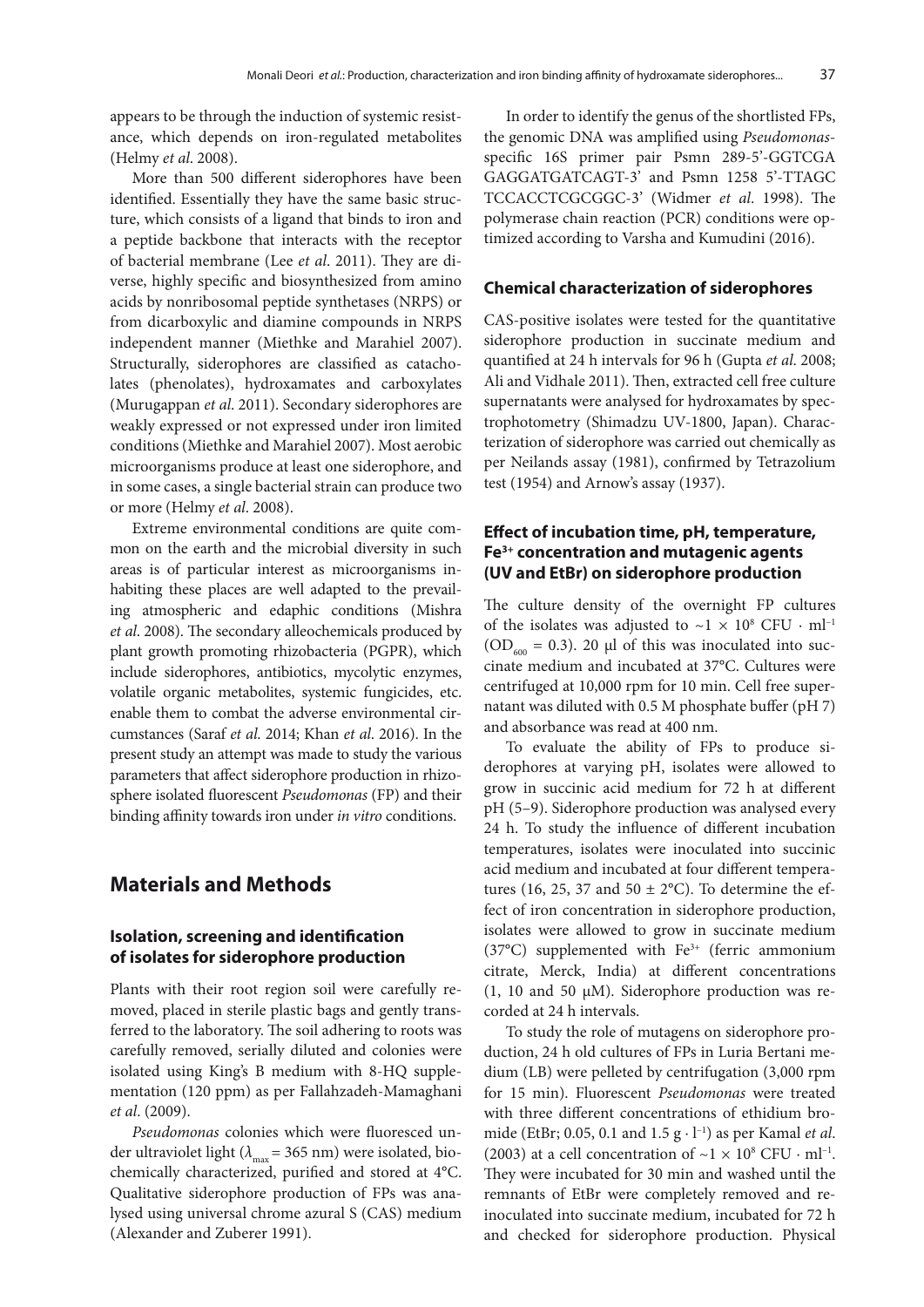appears to be through the induction of systemic resistance, which depends on iron-regulated metabolites (Helmy *et al*. 2008).

More than 500 different siderophores have been identified. Essentially they have the same basic structure, which consists of a ligand that binds to iron and a peptide backbone that interacts with the receptor of bacterial membrane (Lee *et al*. 2011). They are diverse, highly specific and biosynthesized from amino acids by nonribosomal peptide synthetases (NRPS) or from dicarboxylic and diamine compounds in NRPS independent manner (Miethke and Marahiel 2007). Structurally, siderophores are classified as catacholates (phenolates), hydroxamates and carboxylates (Murugappan *et al*. 2011). Secondary siderophores are weakly expressed or not expressed under iron limited conditions (Miethke and Marahiel 2007). Most aerobic microorganisms produce at least one siderophore, and in some cases, a single bacterial strain can produce two or more (Helmy *et al*. 2008).

Extreme environmental conditions are quite common on the earth and the microbial diversity in such areas is of particular interest as microorganisms inhabiting these places are well adapted to the prevailing atmospheric and edaphic conditions (Mishra *et al*. 2008). The secondary alleochemicals produced by plant growth promoting rhizobacteria (PGPR), which include siderophores, antibiotics, mycolytic enzymes, volatile organic metabolites, systemic fungicides, etc. enable them to combat the adverse environmental circumstances (Saraf *et al*. 2014; Khan *et al*. 2016). In the present study an attempt was made to study the various parameters that affect siderophore production in rhizosphere isolated fluorescent *Pseudomonas* (FP) and their binding affinity towards iron under *in vitro* conditions.

# Materials and Methods

### Isolation, screening and identification of isolates for siderophore production

Plants with their root region soil were carefully removed, placed in sterile plastic bags and gently transferred to the laboratory. The soil adhering to roots was carefully removed, serially diluted and colonies were isolated using King's B medium with 8-HQ supplementation (120 ppm) as per Fallahzadeh-Mamaghani *et al*. (2009).

*Pseudomonas* colonies which were fluoresced under ultraviolet light ($\lambda_{max}$ = 365 nm) were isolated, biochemically characterized, purified and stored at 4°C. Qualitative siderophore production of FPs was analysed using universal chrome azural S (CAS) medium (Alexander and Zuberer 1991).

In order to identify the genus of the shortlisted FPs, the genomic DNA was amplified using *Pseudomonas*-specific 16S primer pair Psmn 289-5'-GGTCGA GAGGATGATCAGT-3' and Psmn 1258 5'-TTAGC TCCACCTCGCGGC-3' (Widmer *et al*. 1998). The polymerase chain reaction (PCR) conditions were optimized according to Varsha and Kumudini (2016).

### Chemical characterization of siderophores

CAS-positive isolates were tested for the quantitative siderophore production in succinate medium and quantified at 24 h intervals for 96 h (Gupta *et al*. 2008; Ali and Vidhale 2011). Then, extracted cell free culture supernatants were analysed for hydroxamates by spectrophotometry (Shimadzu UV-1800, Japan). Characterization of siderophore was carried out chemically as per Neilands assay (1981), confirmed by Tetrazolium test (1954) and Arnow's assay (1937).

### Effect of incubation time, pH, temperature, $Fe^{3+}$ concentration and mutagenic agents (UV and EtBr) on siderophore production

The culture density of the overnight FP cultures of the isolates was adjusted to $\sim 1 \times 10^8$ CFU · ml$^{-1}$ ($OD_{600}$ = 0.3). 20 µl of this was inoculated into succinate medium and incubated at 37°C. Cultures were centrifuged at 10,000 rpm for 10 min. Cell free supernatant was diluted with 0.5 M phosphate buffer (pH 7) and absorbance was read at 400 nm.

To evaluate the ability of FPs to produce siderophores at varying pH, isolates were allowed to grow in succinic acid medium for 72 h at different pH (5–9). Siderophore production was analysed every 24 h. To study the influence of different incubation temperatures, isolates were inoculated into succinic acid medium and incubated at four different temperatures (16, 25, 37 and 50 ± 2°C). To determine the effect of iron concentration in siderophore production, isolates were allowed to grow in succinate medium (37°C) supplemented with $Fe^{3+}$ (ferric ammonium citrate, Merck, India) at different concentrations (1, 10 and 50 µM). Siderophore production was recorded at 24 h intervals.

To study the role of mutagens on siderophore production, 24 h old cultures of FPs in Luria Bertani medium (LB) were pelleted by centrifugation (3,000 rpm for 15 min). Fluorescent *Pseudomonas* were treated with three different concentrations of ethidium bromide (EtBr; 0.05, 0.1 and 1.5 g · l$^{-1}$) as per Kamal *et al*. (2003) at a cell concentration of $\sim 1 \times 10^8$ CFU · ml$^{-1}$. They were incubated for 30 min and washed until the remnants of EtBr were completely removed and reinoculated into succinate medium, incubated for 72 h and checked for siderophore production. Physical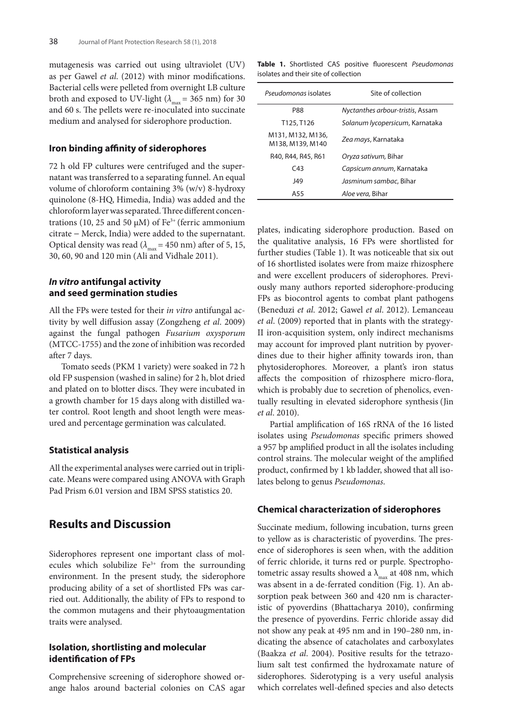mutagenesis was carried out using ultraviolet (UV) as per Gawel *et al*. (2012) with minor modifications. Bacterial cells were pelleted from overnight LB culture broth and exposed to UV-light ($\lambda_{max}$ = 365 nm) for 30 and 60 s. The pellets were re-inoculated into succinate medium and analysed for siderophore production.

### Iron binding affinity of siderophores

72 h old FP cultures were centrifuged and the supernatant was transferred to a separating funnel. An equal volume of chloroform containing 3% (w/v) 8-hydroxy quinolone (8-HQ, Himedia, India) was added and the chloroform layer was separated. Three different concentrations (10, 25 and 50 μM) of $Fe^{3+}$ (ferric ammonium citrate – Merck, India) were added to the supernatant. Optical density was read ($\lambda_{max}$ = 450 nm) after of 5, 15, 30, 60, 90 and 120 min (Ali and Vidhale 2011).

### *In vitro* antifungal activity and seed germination studies

All the FPs were tested for their *in vitro* antifungal activity by well diffusion assay (Zongzheng *et al*. 2009) against the fungal pathogen *Fusarium oxysporum* (MTCC-1755) and the zone of inhibition was recorded after 7 days.

Tomato seeds (PKM 1 variety) were soaked in 72 h old FP suspension (washed in saline) for 2 h, blot dried and plated on to blotter discs. They were incubated in a growth chamber for 15 days along with distilled water control. Root length and shoot length were measured and percentage germination was calculated.

### Statistical analysis

All the experimental analyses were carried out in triplicate. Means were compared using ANOVA with Graph Pad Prism 6.01 version and IBM SPSS statistics 20.

## Results and Discussion

Siderophores represent one important class of molecules which solubilize $Fe^{3+}$ from the surrounding environment. In the present study, the siderophore producing ability of a set of shortlisted FPs was carried out. Additionally, the ability of FPs to respond to the common mutagens and their phytoaugmentation traits were analysed.

### Isolation, shortlisting and molecular identification of FPs

Comprehensive screening of siderophore showed orange halos around bacterial colonies on CAS agar plates, indicating siderophore production. Based on the qualitative analysis, 16 FPs were shortlisted for further studies (Table 1). It was noticeable that six out of 16 shortlisted isolates were from maize rhizosphere and were excellent producers of siderophores. Previously many authors reported siderophore-producing FPs as biocontrol agents to combat plant pathogens (Beneduzi *et al*. 2012; Gawel *et al*. 2012). Lemanceau *et al*. (2009) reported that in plants with the strategy-II iron-acquisition system, only indirect mechanisms may account for improved plant nutrition by pyoverdines due to their higher affinity towards iron, than phytosiderophores. Moreover, a plant's iron status affects the composition of rhizosphere micro-flora, which is probably due to secretion of phenolics, eventually resulting in elevated siderophore synthesis (Jin *et al*. 2010).

**Table 1.** Shortlisted CAS positive fluorescent *Pseudomonas* isolates and their site of collection

| *Pseudomonas* isolates | Site of collection |
|---|---|
| P88 | *Nyctanthes arbour-tristis*, Assam |
| T125, T126 | *Solanum lycopersicum*, Karnataka |
| M131, M132, M136, M138, M139, M140 | *Zea mays*, Karnataka |
| R40, R44, R45, R61 | *Oryza sativum*, Bihar |
| C43 | *Capsicum annum*, Karnataka |
| J49 | *Jasminum sambac*, Bihar |
| A55 | *Aloe vera*, Bihar |

Partial amplification of 16S rRNA of the 16 listed isolates using *Pseudomonas* specific primers showed a 957 bp amplified product in all the isolates including control strains. The molecular weight of the amplified product, confirmed by 1 kb ladder, showed that all isolates belong to genus *Pseudomonas*.

### Chemical characterization of siderophores

Succinate medium, following incubation, turns green to yellow as is characteristic of pyoverdins. The presence of siderophores is seen when, with the addition of ferric chloride, it turns red or purple. Spectrophotometric assay results showed a $\lambda_{max}$ at 408 nm, which was absent in a de-ferrated condition (Fig. 1). An absorption peak between 360 and 420 nm is characteristic of pyoverdins (Bhattacharya 2010), confirming the presence of pyoverdins. Ferric chloride assay did not show any peak at 495 nm and in 190–280 nm, indicating the absence of catacholates and carboxylates (Baakza *et al*. 2004). Positive results for the tetrazolium salt test confirmed the hydroxamate nature of siderophores. Siderotyping is a very useful analysis which correlates well-defined species and also detects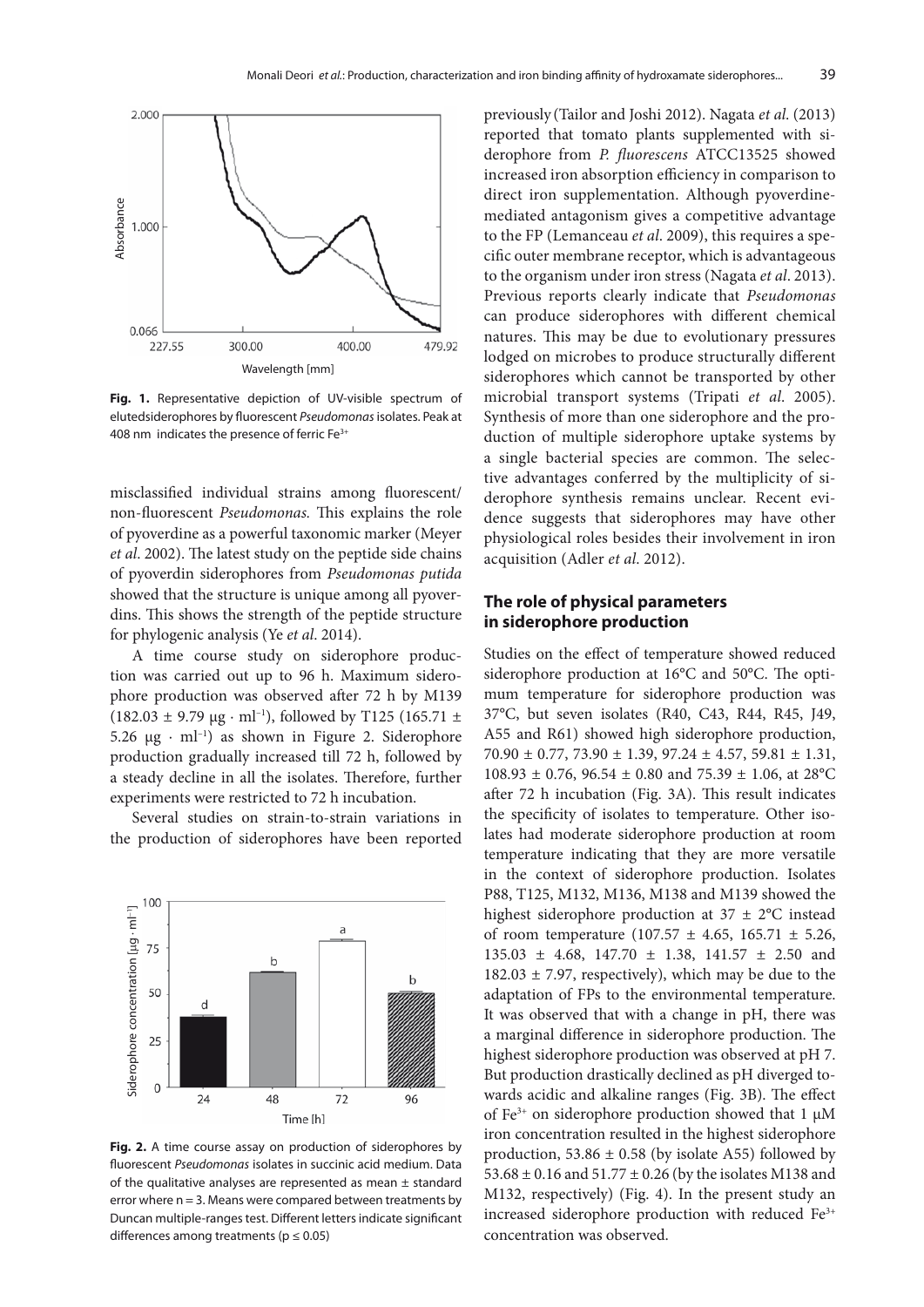**Fig. 1.** Representative depiction of UV-visible spectrum of elutedsiderophores by fluorescent *Pseudomonas* isolates. Peak at 408 nm indicates the presence of ferric $Fe^{3+}$

misclassified individual strains among fluorescent/non-fluorescent *Pseudomonas*. This explains the role of pyoverdine as a powerful taxonomic marker (Meyer *et al*. 2002). The latest study on the peptide side chains of pyoverdin siderophores from *Pseudomonas putida* showed that the structure is unique among all pyoverdins. This shows the strength of the peptide structure for phylogenic analysis (Ye *et al*. 2014).

A time course study on siderophore production was carried out up to 96 h. Maximum siderophore production was observed after 72 h by M139 (182.03 ± 9.79 μg · ml$^{-1}$), followed by T125 (165.71 ± 5.26 μg · ml$^{-1}$) as shown in Figure 2. Siderophore production gradually increased till 72 h, followed by a steady decline in all the isolates. Therefore, further experiments were restricted to 72 h incubation.

Several studies on strain-to-strain variations in the production of siderophores have been reported

**Fig. 2.** A time course assay on production of siderophores by fluorescent *Pseudomonas* isolates in succinic acid medium. Data of the qualitative analyses are represented as mean ± standard error where n = 3. Means were compared between treatments by Duncan multiple-ranges test. Different letters indicate significant differences among treatments ($p \leq 0.05$)

previously (Tailor and Joshi 2012). Nagata *et al*. (2013) reported that tomato plants supplemented with siderophore from *P. fluorescens* ATCC13525 showed increased iron absorption efficiency in comparison to direct iron supplementation. Although pyoverdine-mediated antagonism gives a competitive advantage to the FP (Lemanceau *et al*. 2009), this requires a specific outer membrane receptor, which is advantageous to the organism under iron stress (Nagata *et al*. 2013). Previous reports clearly indicate that *Pseudomonas* can produce siderophores with different chemical natures. This may be due to evolutionary pressures lodged on microbes to produce structurally different siderophores which cannot be transported by other microbial transport systems (Tripati *et al*. 2005). Synthesis of more than one siderophore and the production of multiple siderophore uptake systems by a single bacterial species are common. The selective advantages conferred by the multiplicity of siderophore synthesis remains unclear. Recent evidence suggests that siderophores may have other physiological roles besides their involvement in iron acquisition (Adler *et al*. 2012).

## The role of physical parameters in siderophore production

Studies on the effect of temperature showed reduced siderophore production at 16°C and 50°C. The optimum temperature for siderophore production was 37°C, but seven isolates (R40, C43, R44, R45, J49, A55 and R61) showed high siderophore production, 70.90 ± 0.77, 73.90 ± 1.39, 97.24 ± 4.57, 59.81 ± 1.31, 108.93 ± 0.76, 96.54 ± 0.80 and 75.39 ± 1.06, at 28°C after 72 h incubation (Fig. 3A). This result indicates the specificity of isolates to temperature. Other isolates had moderate siderophore production at room temperature indicating that they are more versatile in the context of siderophore production. Isolates P88, T125, M132, M136, M138 and M139 showed the highest siderophore production at 37 ± 2°C instead of room temperature (107.57 ± 4.65, 165.71 ± 5.26, 135.03 ± 4.68, 147.70 ± 1.38, 141.57 ± 2.50 and 182.03 ± 7.97, respectively), which may be due to the adaptation of FPs to the environmental temperature. It was observed that with a change in pH, there was a marginal difference in siderophore production. The highest siderophore production was observed at pH 7. But production drastically declined as pH diverged towards acidic and alkaline ranges (Fig. 3B). The effect of $Fe^{3+}$ on siderophore production showed that 1 μM iron concentration resulted in the highest siderophore production, 53.86 ± 0.58 (by isolate A55) followed by 53.68 ± 0.16 and 51.77 ± 0.26 (by the isolates M138 and M132, respectively) (Fig. 4). In the present study an increased siderophore production with reduced $Fe^{3+}$ concentration was observed.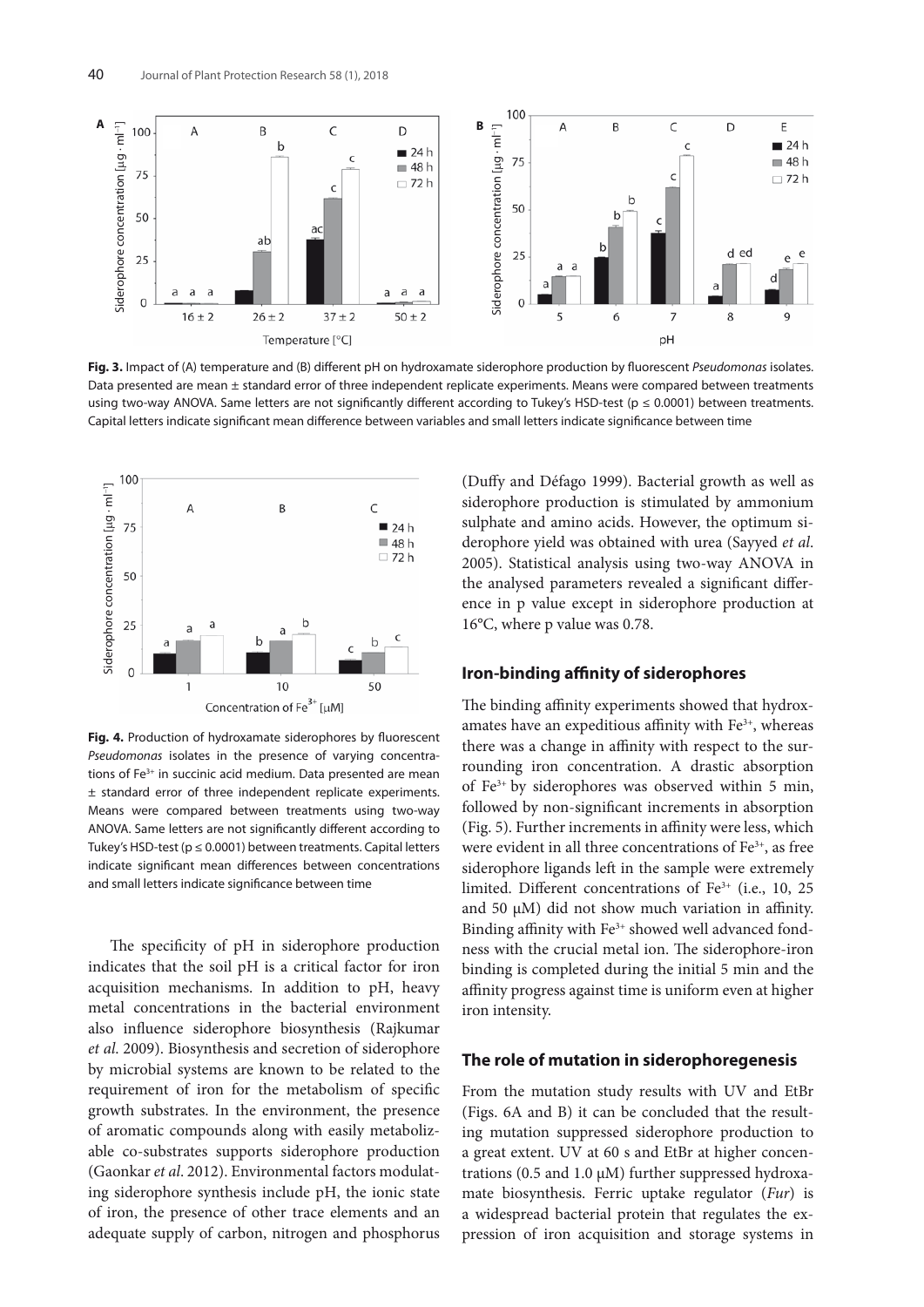**Fig. 3.** Impact of (A) temperature and (B) different pH on hydroxamate siderophore production by fluorescent *Pseudomonas* isolates. Data presented are mean ± standard error of three independent replicate experiments. Means were compared between treatments using two-way ANOVA. Same letters are not significantly different according to Tukey's HSD-test ($p \leq 0.0001$) between treatments. Capital letters indicate significant mean difference between variables and small letters indicate significance between time

**Fig. 4.** Production of hydroxamate siderophores by fluorescent *Pseudomonas* isolates in the presence of varying concentrations of $Fe^{3+}$ in succinic acid medium. Data presented are mean ± standard error of three independent replicate experiments. Means were compared between treatments using two-way ANOVA. Same letters are not significantly different according to Tukey's HSD-test ($p \leq 0.0001$) between treatments. Capital letters indicate significant mean differences between concentrations and small letters indicate significance between time

The specificity of pH in siderophore production indicates that the soil pH is a critical factor for iron acquisition mechanisms. In addition to pH, heavy metal concentrations in the bacterial environment also influence siderophore biosynthesis (Rajkumar *et al.* 2009). Biosynthesis and secretion of siderophore by microbial systems are known to be related to the requirement of iron for the metabolism of specific growth substrates. In the environment, the presence of aromatic compounds along with easily metabolizable co-substrates supports siderophore production (Gaonkar *et al.* 2012). Environmental factors modulating siderophore synthesis include pH, the ionic state of iron, the presence of other trace elements and an adequate supply of carbon, nitrogen and phosphorus (Duffy and Défago 1999). Bacterial growth as well as siderophore production is stimulated by ammonium sulphate and amino acids. However, the optimum siderophore yield was obtained with urea (Sayyed *et al.* 2005). Statistical analysis using two-way ANOVA in the analysed parameters revealed a significant difference in p value except in siderophore production at 16°C, where p value was 0.78.

## Iron-binding affinity of siderophores

The binding affinity experiments showed that hydroxamates have an expeditious affinity with $Fe^{3+}$, whereas there was a change in affinity with respect to the surrounding iron concentration. A drastic absorption of $Fe^{3+}$ by siderophores was observed within 5 min, followed by non-significant increments in absorption (Fig. 5). Further increments in affinity were less, which were evident in all three concentrations of $Fe^{3+}$, as free siderophore ligands left in the sample were extremely limited. Different concentrations of $Fe^{3+}$ (i.e., 10, 25 and 50 μM) did not show much variation in affinity. Binding affinity with $Fe^{3+}$ showed well advanced fondness with the crucial metal ion. The siderophore-iron binding is completed during the initial 5 min and the affinity progress against time is uniform even at higher iron intensity.

## The role of mutation in siderophoregenesis

From the mutation study results with UV and EtBr (Figs. 6A and B) it can be concluded that the resulting mutation suppressed siderophore production to a great extent. UV at 60 s and EtBr at higher concentrations (0.5 and 1.0 μM) further suppressed hydroxamate biosynthesis. Ferric uptake regulator (*Fur*) is a widespread bacterial protein that regulates the expression of iron acquisition and storage systems in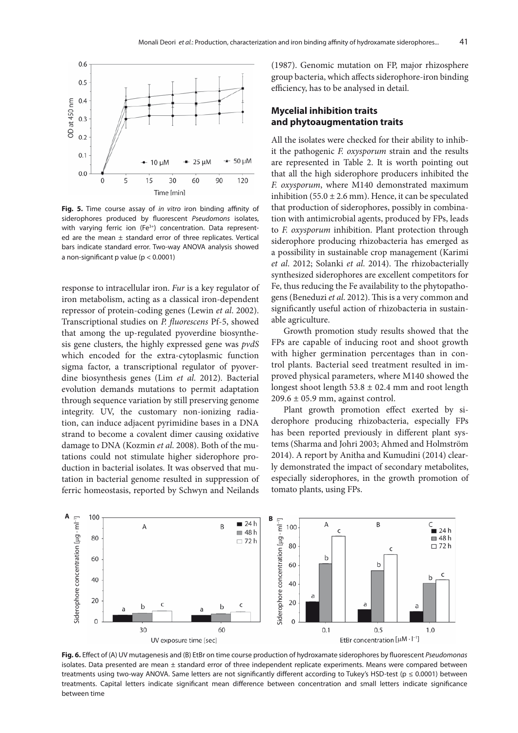**Fig. 5.** Time course assay of *in vitro* iron binding affinity of siderophores produced by fluorescent *Pseudomons* isolates, with varying ferric ion ($Fe^{3+}$) concentration. Data represented are the mean ± standard error of three replicates. Vertical bars indicate standard error. Two-way ANOVA analysis showed a non-significant p value ($p < 0.0001$)

response to intracellular iron. *Fur* is a key regulator of iron metabolism, acting as a classical iron-dependent repressor of protein-coding genes (Lewin *et al*. 2002). Transcriptional studies on *P. fluorescens* Pf-5, showed that among the up-regulated pyoverdine biosynthesis gene clusters, the highly expressed gene was *pvdS* which encoded for the extra-cytoplasmic function sigma factor, a transcriptional regulator of pyoverdine biosynthesis genes (Lim *et al*. 2012). Bacterial evolution demands mutations to permit adaptation through sequence variation by still preserving genome integrity. UV, the customary non-ionizing radiation, can induce adjacent pyrimidine bases in a DNA strand to become a covalent dimer causing oxidative damage to DNA (Kozmin *et al*. 2008). Both of the mutations could not stimulate higher siderophore production in bacterial isolates. It was observed that mutation in bacterial genome resulted in suppression of ferric homeostasis, reported by Schwyn and Neilands (1987). Genomic mutation on FP, major rhizosphere group bacteria, which affects siderophore-iron binding efficiency, has to be analysed in detail.

## Mycelial inhibition traits and phytoaugmentation traits

All the isolates were checked for their ability to inhibit the pathogenic *F. oxysporum* strain and the results are represented in Table 2. It is worth pointing out that all the high siderophore producers inhibited the *F. oxysporum*, where M140 demonstrated maximum inhibition (55.0 ± 2.6 mm). Hence, it can be speculated that production of siderophores, possibly in combination with antimicrobial agents, produced by FPs, leads to *F. oxysporum* inhibition. Plant protection through siderophore producing rhizobacteria has emerged as a possibility in sustainable crop management (Karimi *et al*. 2012; Solanki *et al*. 2014). The rhizobacterially synthesized siderophores are excellent competitors for Fe, thus reducing the Fe availability to the phytopathogens (Beneduzi *et al*. 2012). This is a very common and significantly useful action of rhizobacteria in sustainable agriculture.

Growth promotion study results showed that the FPs are capable of inducing root and shoot growth with higher germination percentages than in control plants. Bacterial seed treatment resulted in improved physical parameters, where M140 showed the longest shoot length 53.8 ± 02.4 mm and root length 209.6 ± 05.9 mm, against control.

Plant growth promotion effect exerted by siderophore producing rhizobacteria, especially FPs has been reported previously in different plant systems (Sharma and Johri 2003; Ahmed and Holmström 2014). A report by Anitha and Kumudini (2014) clearly demonstrated the impact of secondary metabolites, especially siderophores, in the growth promotion of tomato plants, using FPs.

**Fig. 6.** Effect of (A) UV mutagenesis and (B) EtBr on time course production of hydroxamate siderophores by fluorescent *Pseudomonas* isolates. Data presented are mean ± standard error of three independent replicate experiments. Means were compared between treatments using two-way ANOVA. Same letters are not significantly different according to Tukey's HSD-test ($p \leq 0.0001$) between treatments. Capital letters indicate significant mean difference between concentration and small letters indicate significance between time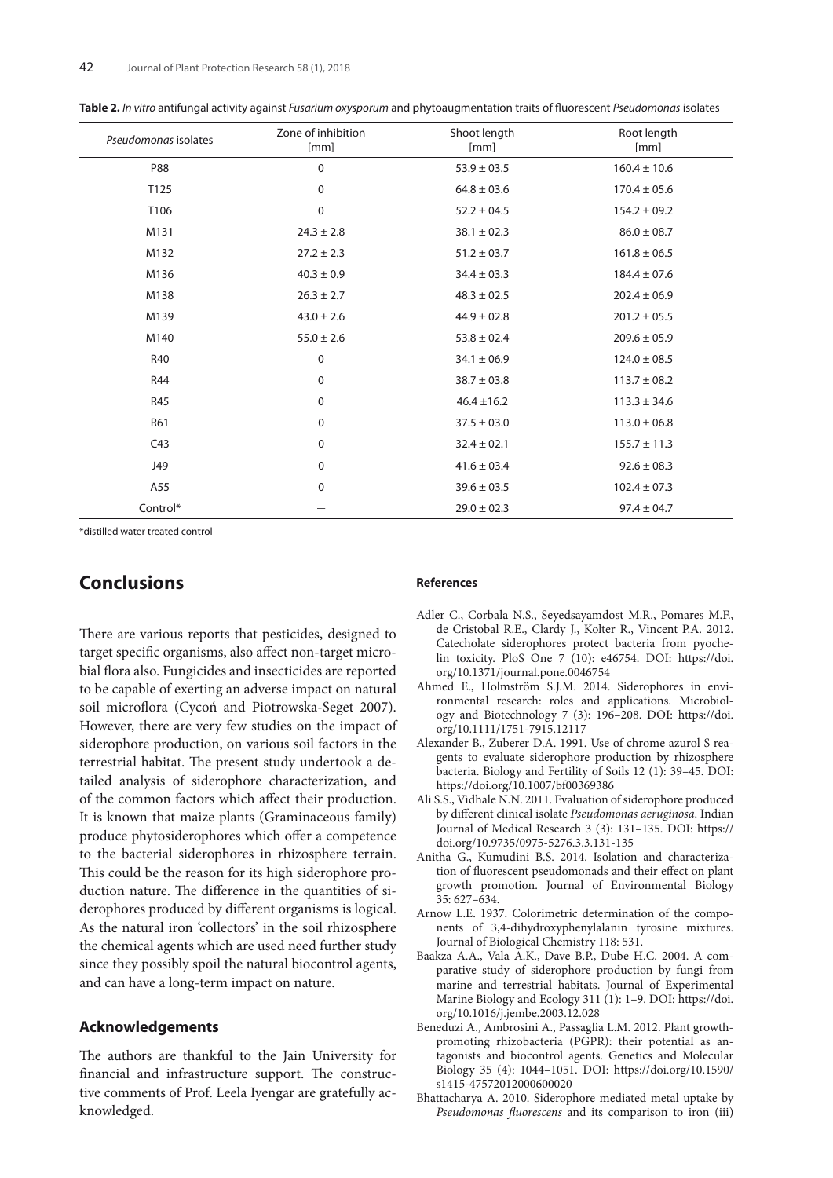**Table 2.** *In vitro* antifungal activity against *Fusarium oxysporum* and phytoaugmentation traits of fluorescent *Pseudomonas* isolates

| *Pseudomonas* isolates | Zone of inhibition [mm] | Shoot length [mm] | Root length [mm] |
|---|---|---|---|
| P88 | 0 | 53.9 ± 03.5 | 160.4 ± 10.6 |
| T125 | 0 | 64.8 ± 03.6 | 170.4 ± 05.6 |
| T106 | 0 | 52.2 ± 04.5 | 154.2 ± 09.2 |
| M131 | 24.3 ± 2.8 | 38.1 ± 02.3 | 86.0 ± 08.7 |
| M132 | 27.2 ± 2.3 | 51.2 ± 03.7 | 161.8 ± 06.5 |
| M136 | 40.3 ± 0.9 | 34.4 ± 03.3 | 184.4 ± 07.6 |
| M138 | 26.3 ± 2.7 | 48.3 ± 02.5 | 202.4 ± 06.9 |
| M139 | 43.0 ± 2.6 | 44.9 ± 02.8 | 201.2 ± 05.5 |
| M140 | 55.0 ± 2.6 | 53.8 ± 02.4 | 209.6 ± 05.9 |
| R40 | 0 | 34.1 ± 06.9 | 124.0 ± 08.5 |
| R44 | 0 | 38.7 ± 03.8 | 113.7 ± 08.2 |
| R45 | 0 | 46.4 ±16.2 | 113.3 ± 34.6 |
| R61 | 0 | 37.5 ± 03.0 | 113.0 ± 06.8 |
| C43 | 0 | 32.4 ± 02.1 | 155.7 ± 11.3 |
| J49 | 0 | 41.6 ± 03.4 | 92.6 ± 08.3 |
| A55 | 0 | 39.6 ± 03.5 | 102.4 ± 07.3 |
| Control* | – | 29.0 ± 02.3 | 97.4 ± 04.7 |

*distilled water treated control

## Conclusions

There are various reports that pesticides, designed to target specific organisms, also affect non-target microbial flora also. Fungicides and insecticides are reported to be capable of exerting an adverse impact on natural soil microflora (Cycoń and Piotrowska-Seget 2007). However, there are very few studies on the impact of siderophore production, on various soil factors in the terrestrial habitat. The present study undertook a detailed analysis of siderophore characterization, and of the common factors which affect their production. It is known that maize plants (Graminaceous family) produce phytosiderophores which offer a competence to the bacterial siderophores in rhizosphere terrain. This could be the reason for its high siderophore production nature. The difference in the quantities of siderophores produced by different organisms is logical. As the natural iron 'collectors' in the soil rhizosphere the chemical agents which are used need further study since they possibly spoil the natural biocontrol agents, and can have a long-term impact on nature.

### Acknowledgements

The authors are thankful to the Jain University for financial and infrastructure support. The constructive comments of Prof. Leela Iyengar are gratefully acknowledged.

#### References

Adler C., Corbala N.S., Seyedsayamdost M.R., Pomares M.F., de Cristobal R.E., Clardy J., Kolter R., Vincent P.A. 2012. Catecholate siderophores protect bacteria from pyochelin toxicity. PloS One 7 (10): e46754. DOI: https://doi.org/10.1371/journal.pone.0046754

Ahmed E., Holmström S.J.M. 2014. Siderophores in environmental research: roles and applications. Microbiology and Biotechnology 7 (3): 196–208. DOI: https://doi.org/10.1111/1751-7915.12117

Alexander B., Zuberer D.A. 1991. Use of chrome azurol S reagents to evaluate siderophore production by rhizosphere bacteria. Biology and Fertility of Soils 12 (1): 39–45. DOI: https://doi.org/10.1007/bf00369386

Ali S.S., Vidhale N.N. 2011. Evaluation of siderophore produced by different clinical isolate *Pseudomonas aeruginosa*. Indian Journal of Medical Research 3 (3): 131–135. DOI: https://doi.org/10.9735/0975-5276.3.3.131-135

Anitha G., Kumudini B.S. 2014. Isolation and characterization of fluorescent pseudomonads and their effect on plant growth promotion. Journal of Environmental Biology 35: 627–634.

Arnow L.E. 1937. Colorimetric determination of the components of 3,4-dihydroxyphenylalanin tyrosine mixtures. Journal of Biological Chemistry 118: 531.

Baakza A.A., Vala A.K., Dave B.P., Dube H.C. 2004. A comparative study of siderophore production by fungi from marine and terrestrial habitats. Journal of Experimental Marine Biology and Ecology 311 (1): 1–9. DOI: https://doi.org/10.1016/j.jembe.2003.12.028

Beneduzi A., Ambrosini A., Passaglia L.M. 2012. Plant growth-promoting rhizobacteria (PGPR): their potential as antagonists and biocontrol agents. Genetics and Molecular Biology 35 (4): 1044–1051. DOI: https://doi.org/10.1590/s1415-47572012000600020

Bhattacharya A. 2010. Siderophore mediated metal uptake by *Pseudomonas fluorescens* and its comparison to iron (iii)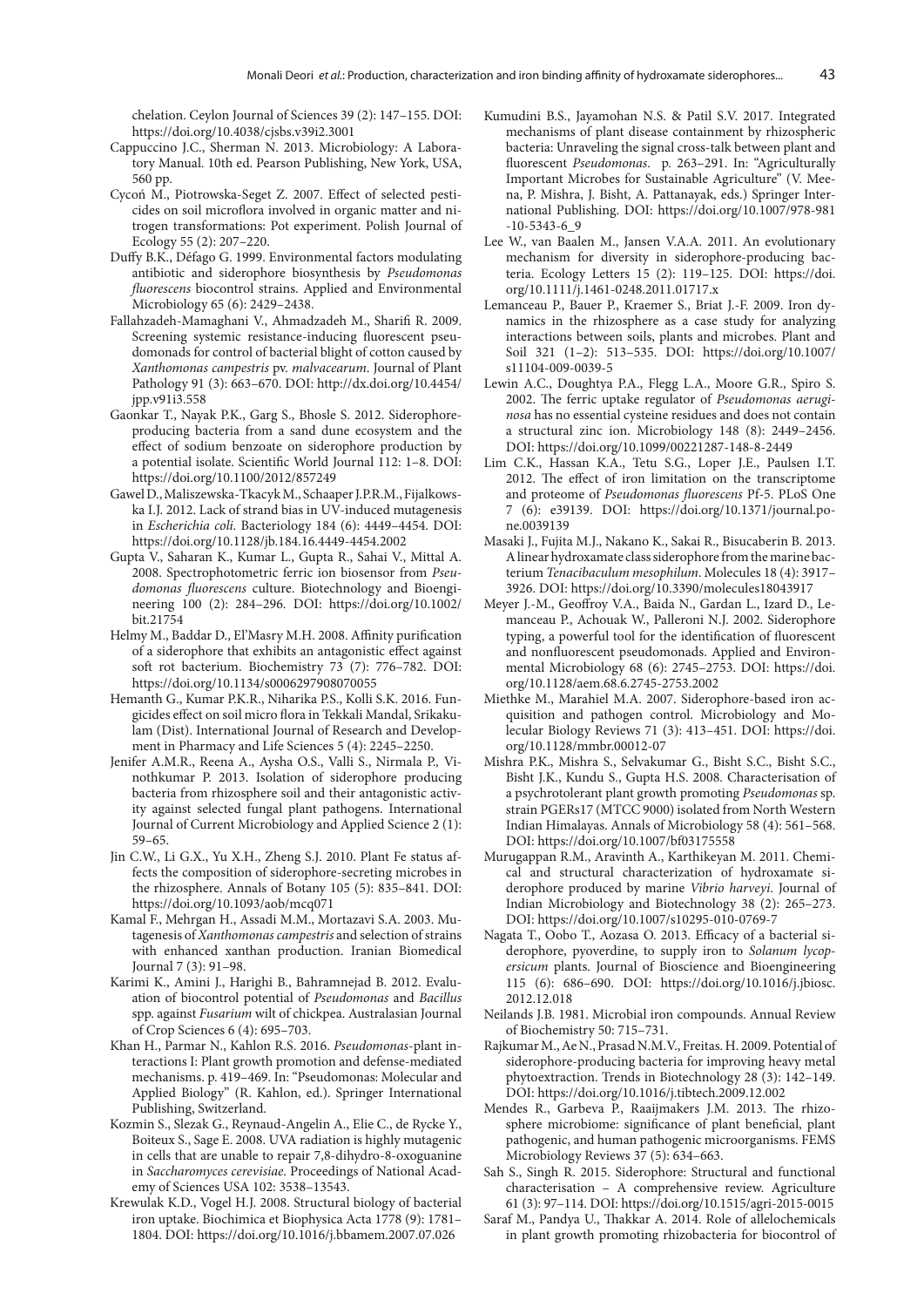chelation. Ceylon Journal of Sciences 39 (2): 147–155. DOI: https://doi.org/10.4038/cjsbs.v39i2.3001

Cappuccino J.C., Sherman N. 2013. Microbiology: A Laboratory Manual. 10th ed. Pearson Publishing, New York, USA, 560 pp.

Cycoń M., Piotrowska-Seget Z. 2007. Effect of selected pesticides on soil microflora involved in organic matter and nitrogen transformations: Pot experiment. Polish Journal of Ecology 55 (2): 207–220.

Duffy B.K., Défago G. 1999. Environmental factors modulating antibiotic and siderophore biosynthesis by *Pseudomonas fluorescens* biocontrol strains. Applied and Environmental Microbiology 65 (6): 2429–2438.

Fallahzadeh-Mamaghani V., Ahmadzadeh M., Sharifi R. 2009. Screening systemic resistance-inducing fluorescent pseudomonads for control of bacterial blight of cotton caused by *Xanthomonas campestris* pv. *malvacearum*. Journal of Plant Pathology 91 (3): 663–670. DOI: http://dx.doi.org/10.4454/jpp.v91i3.558

Gaonkar T., Nayak P.K., Garg S., Bhosle S. 2012. Siderophore-producing bacteria from a sand dune ecosystem and the effect of sodium benzoate on siderophore production by a potential isolate. Scientific World Journal 112: 1–8. DOI: https://doi.org/10.1100/2012/857249

Gawel D., Maliszewska-Tkacyk M., Schaaper J.P.R.M., Fijalkowska I.J. 2012. Lack of strand bias in UV-induced mutagenesis in *Escherichia coli*. Bacteriology 184 (6): 4449–4454. DOI: https://doi.org/10.1128/jb.184.16.4449-4454.2002

Gupta V., Saharan K., Kumar L., Gupta R., Sahai V., Mittal A. 2008. Spectrophotometric ferric ion biosensor from *Pseudomonas fluorescens* culture. Biotechnology and Bioengineering 100 (2): 284–296. DOI: https://doi.org/10.1002/bit.21754

Helmy M., Baddar D., El'Masry M.H. 2008. Affinity purification of a siderophore that exhibits an antagonistic effect against soft rot bacterium. Biochemistry 73 (7): 776–782. DOI: https://doi.org/10.1134/s0006297908070055

Hemanth G., Kumar P.K.R., Niharika P.S., Kolli S.K. 2016. Fungicides effect on soil micro flora in Tekkali Mandal, Srikakulam (Dist). International Journal of Research and Development in Pharmacy and Life Sciences 5 (4): 2245–2250.

Jenifer A.M.R., Reena A., Aysha O.S., Valli S., Nirmala P., Vinothkumar P. 2013. Isolation of siderophore producing bacteria from rhizosphere soil and their antagonistic activity against selected fungal plant pathogens. International Journal of Current Microbiology and Applied Science 2 (1): 59–65.

Jin C.W., Li G.X., Yu X.H., Zheng S.J. 2010. Plant Fe status affects the composition of siderophore-secreting microbes in the rhizosphere. Annals of Botany 105 (5): 835–841. DOI: https://doi.org/10.1093/aob/mcq071

Kamal F., Mehrgan H., Assadi M.M., Mortazavi S.A. 2003. Mutagenesis of *Xanthomonas campestris* and selection of strains with enhanced xanthan production. Iranian Biomedical Journal 7 (3): 91–98.

Karimi K., Amini J., Harighi B., Bahramnejad B. 2012. Evaluation of biocontrol potential of *Pseudomonas* and *Bacillus* spp. against *Fusarium* wilt of chickpea. Australasian Journal of Crop Sciences 6 (4): 695–703.

Khan H., Parmar N., Kahlon R.S. 2016. *Pseudomonas*-plant interactions I: Plant growth promotion and defense-mediated mechanisms. p. 419–469. In: "Pseudomonas: Molecular and Applied Biology" (R. Kahlon, ed.). Springer International Publishing, Switzerland.

Kozmin S., Slezak G., Reynaud-Angelin A., Elie C., de Rycke Y., Boiteux S., Sage E. 2008. UVA radiation is highly mutagenic in cells that are unable to repair 7,8-dihydro-8-oxoguanine in *Saccharomyces cerevisiae*. Proceedings of National Academy of Sciences USA 102: 3538–13543.

Krewulak K.D., Vogel H.J. 2008. Structural biology of bacterial iron uptake. Biochimica et Biophysica Acta 1778 (9): 1781–1804. DOI: https://doi.org/10.1016/j.bbamem.2007.07.026

Kumudini B.S., Jayamohan N.S. & Patil S.V. 2017. Integrated mechanisms of plant disease containment by rhizospheric bacteria: Unraveling the signal cross-talk between plant and fluorescent *Pseudomonas*. p. 263–291. In: "Agriculturally Important Microbes for Sustainable Agriculture" (V. Meena, P. Mishra, J. Bisht, A. Pattanayak, eds.) Springer International Publishing. DOI: https://doi.org/10.1007/978-981-10-5343-6_9

Lee W., van Baalen M., Jansen V.A.A. 2011. An evolutionary mechanism for diversity in siderophore-producing bacteria. Ecology Letters 15 (2): 119–125. DOI: https://doi.org/10.1111/j.1461-0248.2011.01717.x

Lemanceau P., Bauer P., Kraemer S., Briat J.-F. 2009. Iron dynamics in the rhizosphere as a case study for analyzing interactions between soils, plants and microbes. Plant and Soil 321 (1–2): 513–535. DOI: https://doi.org/10.1007/s11104-009-0039-5

Lewin A.C., Doughtya P.A., Flegg L.A., Moore G.R., Spiro S. 2002. The ferric uptake regulator of *Pseudomonas aeruginosa* has no essential cysteine residues and does not contain a structural zinc ion. Microbiology 148 (8): 2449–2456. DOI: https://doi.org/10.1099/00221287-148-8-2449

Lim C.K., Hassan K.A., Tetu S.G., Loper J.E., Paulsen I.T. 2012. The effect of iron limitation on the transcriptome and proteome of *Pseudomonas fluorescens* Pf-5. PLoS One 7 (6): e39139. DOI: https://doi.org/10.1371/journal.pone.0039139

Masaki J., Fujita M.J., Nakano K., Sakai R., Bisucaberin B. 2013. A linear hydroxamate class siderophore from the marine bacterium *Tenacibaculum mesophilum*. Molecules 18 (4): 3917–3926. DOI: https://doi.org/10.3390/molecules18043917

Meyer J.-M., Geoffroy V.A., Baida N., Gardan L., Izard D., Lemanceau P., Achouak W., Palleroni N.J. 2002. Siderophore typing, a powerful tool for the identification of fluorescent and nonfluorescent pseudomonads. Applied and Environmental Microbiology 68 (6): 2745–2753. DOI: https://doi.org/10.1128/aem.68.6.2745-2753.2002

Miethke M., Marahiel M.A. 2007. Siderophore-based iron acquisition and pathogen control. Microbiology and Molecular Biology Reviews 71 (3): 413–451. DOI: https://doi.org/10.1128/mmbr.00012-07

Mishra P.K., Mishra S., Selvakumar G., Bisht S.C., Bisht J.K., Kundu S., Gupta H.S. 2008. Characterisation of a psychrotolerant plant growth promoting *Pseudomonas* sp. strain PGERs17 (MTCC 9000) isolated from North Western Indian Himalayas. Annals of Microbiology 58 (4): 561–568. DOI: https://doi.org/10.1007/bf03175558

Murugappan R.M., Aravinth A., Karthikeyan M. 2011. Chemical and structural characterization of hydroxamate siderophore produced by marine *Vibrio harveyi*. Journal of Indian Microbiology and Biotechnology 38 (2): 265–273. DOI: https://doi.org/10.1007/s10295-010-0769-7

Nagata T., Oobo T., Aozasa O. 2013. Efficacy of a bacterial siderophore, pyoverdine, to supply iron to *Solanum lycopersicum* plants. Journal of Bioscience and Bioengineering 115 (6): 686–690. DOI: https://doi.org/10.1016/j.jbiosc.2012.12.018

Neilands J.B. 1981. Microbial iron compounds. Annual Review of Biochemistry 50: 715–731.

Rajkumar M., Ae N., Prasad N.M.V., Freitas. H. 2009. Potential of siderophore-producing bacteria for improving heavy metal phytoextraction. Trends in Biotechnology 28 (3): 142–149. DOI: https://doi.org/10.1016/j.tibtech.2009.12.002

Mendes R., Garbeva P., Raaijmakers J.M. 2013. The rhizosphere microbiome: significance of plant beneficial, plant pathogenic, and human pathogenic microorganisms. FEMS Microbiology Reviews 37 (5): 634–663.

Sah S., Singh R. 2015. Siderophore: Structural and functional characterisation – A comprehensive review. Agriculture 61 (3): 97–114. DOI: https://doi.org/10.1515/agri-2015-0015

Saraf M., Pandya U., Thakkar A. 2014. Role of allelochemicals in plant growth promoting rhizobacteria for biocontrol of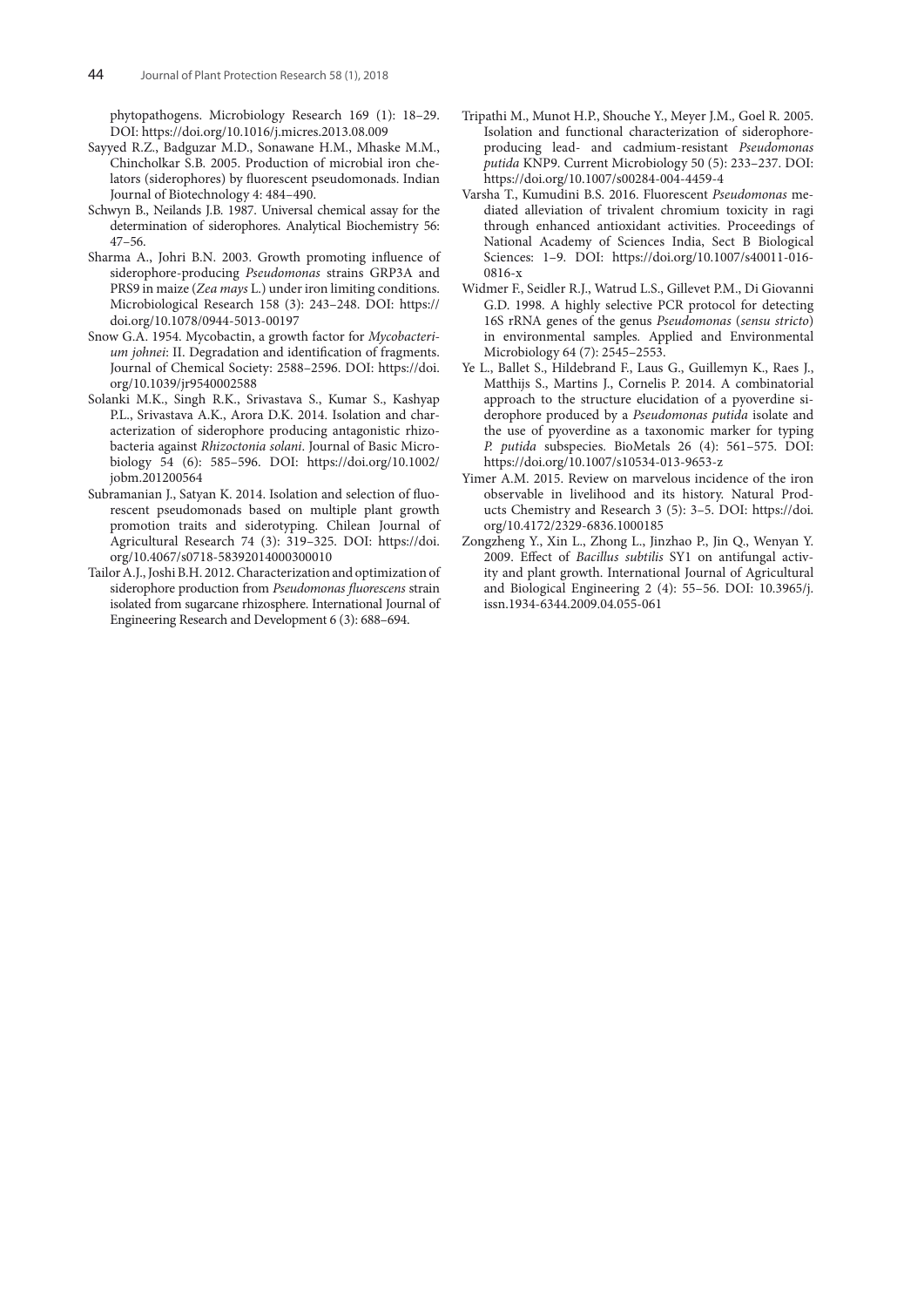phytopathogens. Microbiology Research 169 (1): 18–29. DOI: https://doi.org/10.1016/j.micres.2013.08.009

Sayyed R.Z., Badguzar M.D., Sonawane H.M., Mhaske M.M., Chincholkar S.B. 2005. Production of microbial iron chelators (siderophores) by fluorescent pseudomonads. Indian Journal of Biotechnology 4: 484–490.

Schwyn B., Neilands J.B. 1987. Universal chemical assay for the determination of siderophores. Analytical Biochemistry 56: 47–56.

Sharma A., Johri B.N. 2003. Growth promoting influence of siderophore-producing *Pseudomonas* strains GRP3A and PRS9 in maize (*Zea mays* L.) under iron limiting conditions. Microbiological Research 158 (3): 243–248. DOI: https://doi.org/10.1078/0944-5013-00197

Snow G.A. 1954. Mycobactin, a growth factor for *Mycobacterium johnei*: II. Degradation and identification of fragments. Journal of Chemical Society: 2588–2596. DOI: https://doi.org/10.1039/jr9540002588

Solanki M.K., Singh R.K., Srivastava S., Kumar S., Kashyap P.L., Srivastava A.K., Arora D.K. 2014. Isolation and characterization of siderophore producing antagonistic rhizobacteria against *Rhizoctonia solani*. Journal of Basic Microbiology 54 (6): 585–596. DOI: https://doi.org/10.1002/jobm.201200564

Subramanian J., Satyan K. 2014. Isolation and selection of fluorescent pseudomonads based on multiple plant growth promotion traits and siderotyping. Chilean Journal of Agricultural Research 74 (3): 319–325. DOI: https://doi.org/10.4067/s0718-58392014000300010

Tailor A.J., Joshi B.H. 2012. Characterization and optimization of siderophore production from *Pseudomonas fluorescens* strain isolated from sugarcane rhizosphere. International Journal of Engineering Research and Development 6 (3): 688–694.

Tripathi M., Munot H.P., Shouche Y., Meyer J.M., Goel R. 2005. Isolation and functional characterization of siderophore-producing lead- and cadmium-resistant *Pseudomonas putida* KNP9. Current Microbiology 50 (5): 233–237. DOI: https://doi.org/10.1007/s00284-004-4459-4

Varsha T., Kumudini B.S. 2016. Fluorescent *Pseudomonas* mediated alleviation of trivalent chromium toxicity in ragi through enhanced antioxidant activities. Proceedings of National Academy of Sciences India, Sect B Biological Sciences: 1–9. DOI: https://doi.org/10.1007/s40011-016-0816-x

Widmer F., Seidler R.J., Watrud L.S., Gillevet P.M., Di Giovanni G.D. 1998. A highly selective PCR protocol for detecting 16S rRNA genes of the genus *Pseudomonas* (*sensu stricto*) in environmental samples. Applied and Environmental Microbiology 64 (7): 2545–2553.

Ye L., Ballet S., Hildebrand F., Laus G., Guillemyn K., Raes J., Matthijs S., Martins J., Cornelis P. 2014. A combinatorial approach to the structure elucidation of a pyoverdine siderophore produced by a *Pseudomonas putida* isolate and the use of pyoverdine as a taxonomic marker for typing *P. putida* subspecies. BioMetals 26 (4): 561–575. DOI: https://doi.org/10.1007/s10534-013-9653-z

Yimer A.M. 2015. Review on marvelous incidence of the iron observable in livelihood and its history. Natural Products Chemistry and Research 3 (5): 3–5. DOI: https://doi.org/10.4172/2329-6836.1000185

Zongzheng Y., Xin L., Zhong L., Jinzhao P., Jin Q., Wenyan Y. 2009. Effect of *Bacillus subtilis* SY1 on antifungal activity and plant growth. International Journal of Agricultural and Biological Engineering 2 (4): 55–56. DOI: 10.3965/j.issn.1934-6344.2009.04.055-061